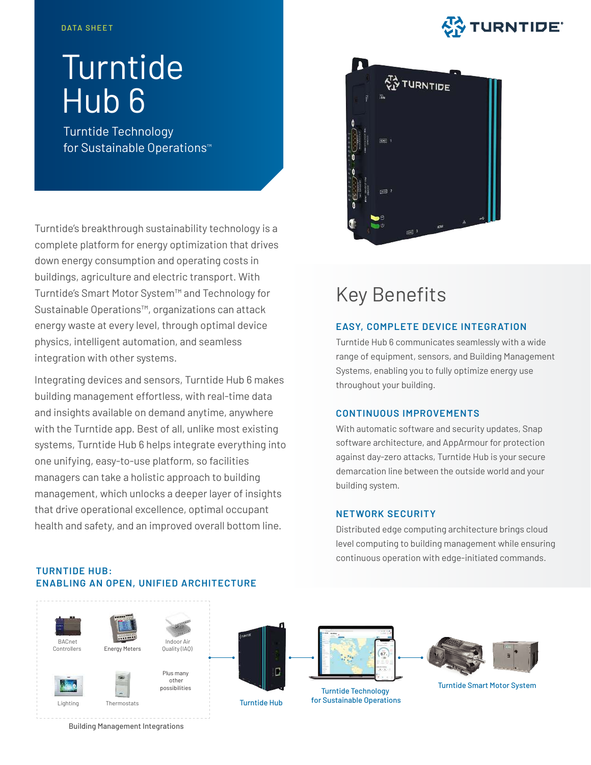DATA SHEET

# Turntide Hub 6

Turntide Technology for Sustainable Operations™

Turntide's breakthrough sustainability technology is a complete platform for energy optimization that drives down energy consumption and operating costs in buildings, agriculture and electric transport. With Turntide's Smart Motor System™ and Technology for Sustainable Operations™, organizations can attack energy waste at every level, through optimal device physics, intelligent automation, and seamless integration with other systems.

Integrating devices and sensors, Turntide Hub 6 makes building management effortless, with real-time data and insights available on demand anytime, anywhere with the Turntide app. Best of all, unlike most existing systems, Turntide Hub 6 helps integrate everything into one unifying, easy-to-use platform, so facilities managers can take a holistic approach to building management, which unlocks a deeper layer of insights that drive operational excellence, optimal occupant health and safety, and an improved overall bottom line.

## Key Benefits

### EASY, COMPLETE DEVICE INTEGRATION

Turntide Hub 6 communicates seamlessly with a wide range of equipment, sensors, and Building Management Systems, enabling you to fully optimize energy use throughout your building.

### CONTINUOUS IMPROVEMENTS

With automatic software and security updates, Snap software architecture, and AppArmour for protection against day-zero attacks, Turntide Hub is your secure demarcation line between the outside world and your building system.

### NETWORK SECURITY

Distributed edge computing architecture brings cloud level computing to building management while ensuring continuous operation with edge-initiated commands.

### TURNTIDE HUB: ENABLING AN OPEN, UNIFIED ARCHITECTURE

BACnet Controllers · Energy Meters · Indoor Air Quality (IAQ) · Lighting · Thermostats · Plus many other possibilities

Building Management Integrations

Turntide Hub

Turntide Technology for Sustainable Operations

Turntide Smart Motor System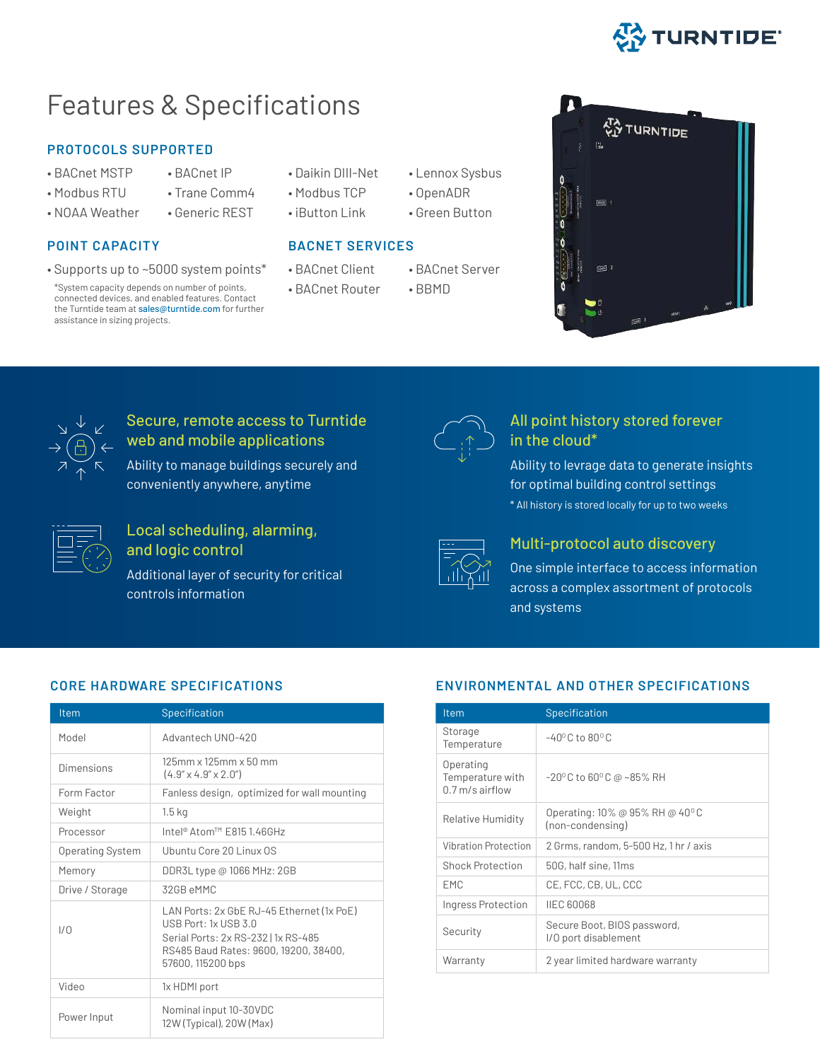# Features & Specifications

## PROTOCOLS SUPPORTED

- BACnet MSTP
- Modbus RTU
- NOAA Weather
- BACnet IP
- Trane Comm4
- Generic REST
- Daikin DIII-Net
- Modbus TCP
- iButton Link
- Lennox Sysbus
- OpenADR
- Green Button

## POINT CAPACITY

- Supports up to ~5000 system points*

*System capacity depends on number of points, connected devices, and enabled features. Contact the Turntide team at sales@turntide.com for further assistance in sizing projects.

## BACNET SERVICES

- BACnet Client
- BACnet Router
- BACnet Server
- BBMD

### Secure, remote access to Turntide web and mobile applications

Ability to manage buildings securely and conveniently anywhere, anytime

### Local scheduling, alarming, and logic control

Additional layer of security for critical controls information

### All point history stored forever in the cloud*

Ability to levrage data to generate insights for optimal building control settings

* All history is stored locally for up to two weeks

### Multi-protocol auto discovery

One simple interface to access information across a complex assortment of protocols and systems

## CORE HARDWARE SPECIFICATIONS

| Item | Specification |
|---|---|
| Model | Advantech UNO-420 |
| Dimensions | 125mm x 125mm x 50 mm (4.9" x 4.9" x 2.0") |
| Form Factor | Fanless design, optimized for wall mounting |
| Weight | 1.5 kg |
| Processor | Intel® Atom™ E815 1.46GHz |
| Operating System | Ubuntu Core 20 Linux OS |
| Memory | DDR3L type @ 1066 MHz: 2GB |
| Drive / Storage | 32GB eMMC |
| I/O | LAN Ports: 2x GbE RJ-45 Ethernet (1x PoE)<br>USB Port: 1x USB 3.0<br>Serial Ports: 2x RS-232 \| 1x RS-485<br>RS485 Baud Rates: 9600, 19200, 38400, 57600, 115200 bps |
| Video | 1x HDMI port |
| Power Input | Nominal input 10-30VDC<br>12W (Typical), 20W (Max) |

## ENVIRONMENTAL AND OTHER SPECIFICATIONS

| Item | Specification |
|---|---|
| Storage Temperature | -40°C to 80°C |
| Operating Temperature with 0.7 m/s airflow | -20°C to 60°C @ ~85% RH |
| Relative Humidity | Operating: 10% @ 95% RH @ 40°C (non-condensing) |
| Vibration Protection | 2 Grms, random, 5-500 Hz, 1 hr / axis |
| Shock Protection | 50G, half sine, 11ms |
| EMC | CE, FCC, CB, UL, CCC |
| Ingress Protection | IIEC 60068 |
| Security | Secure Boot, BIOS password, I/O port disablement |
| Warranty | 2 year limited hardware warranty |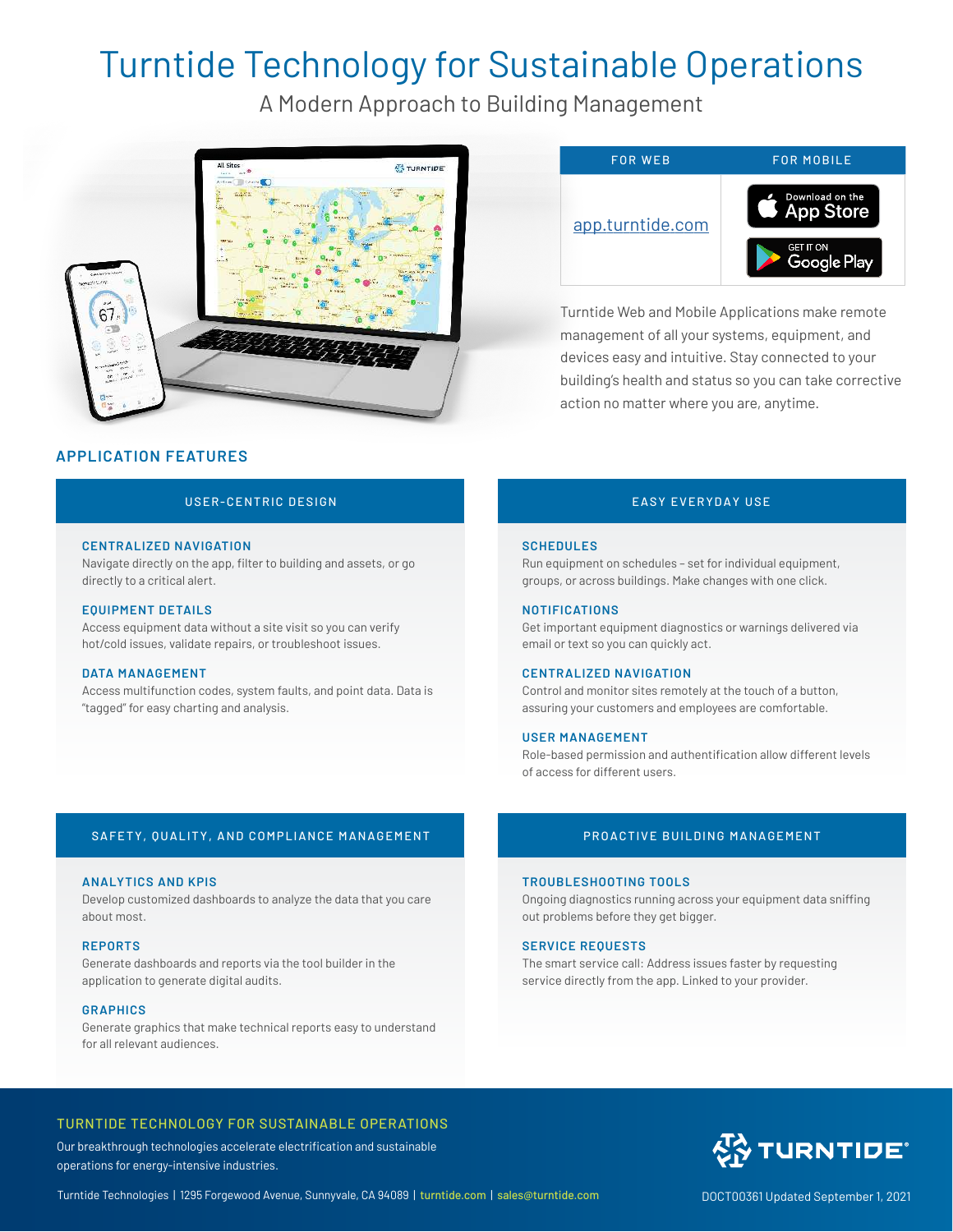# Turntide Technology for Sustainable Operations

A Modern Approach to Building Management

| FOR WEB | FOR MOBILE |
| --- | --- |
| app.turntide.com | Download on the App Store<br>GET IT ON Google Play |

Turntide Web and Mobile Applications make remote management of all your systems, equipment, and devices easy and intuitive. Stay connected to your building's health and status so you can take corrective action no matter where you are, anytime.

## APPLICATION FEATURES

### USER-CENTRIC DESIGN

**CENTRALIZED NAVIGATION**
Navigate directly on the app, filter to building and assets, or go directly to a critical alert.

**EQUIPMENT DETAILS**
Access equipment data without a site visit so you can verify hot/cold issues, validate repairs, or troubleshoot issues.

**DATA MANAGEMENT**
Access multifunction codes, system faults, and point data. Data is "tagged" for easy charting and analysis.

### EASY EVERYDAY USE

**SCHEDULES**
Run equipment on schedules – set for individual equipment, groups, or across buildings. Make changes with one click.

**NOTIFICATIONS**
Get important equipment diagnostics or warnings delivered via email or text so you can quickly act.

**CENTRALIZED NAVIGATION**
Control and monitor sites remotely at the touch of a button, assuring your customers and employees are comfortable.

**USER MANAGEMENT**
Role-based permission and authentification allow different levels of access for different users.

### SAFETY, QUALITY, AND COMPLIANCE MANAGEMENT

**ANALYTICS AND KPIS**
Develop customized dashboards to analyze the data that you care about most.

**REPORTS**
Generate dashboards and reports via the tool builder in the application to generate digital audits.

**GRAPHICS**
Generate graphics that make technical reports easy to understand for all relevant audiences.

### PROACTIVE BUILDING MANAGEMENT

**TROUBLESHOOTING TOOLS**
Ongoing diagnostics running across your equipment data sniffing out problems before they get bigger.

**SERVICE REQUESTS**
The smart service call: Address issues faster by requesting service directly from the app. Linked to your provider.

## TURNTIDE TECHNOLOGY FOR SUSTAINABLE OPERATIONS

Our breakthrough technologies accelerate electrification and sustainable operations for energy-intensive industries.

Turntide Technologies | 1295 Forgewood Avenue, Sunnyvale, CA 94089 | turntide.com | sales@turntide.com

TURNTIDE®

DOCT00361 Updated September 1, 2021